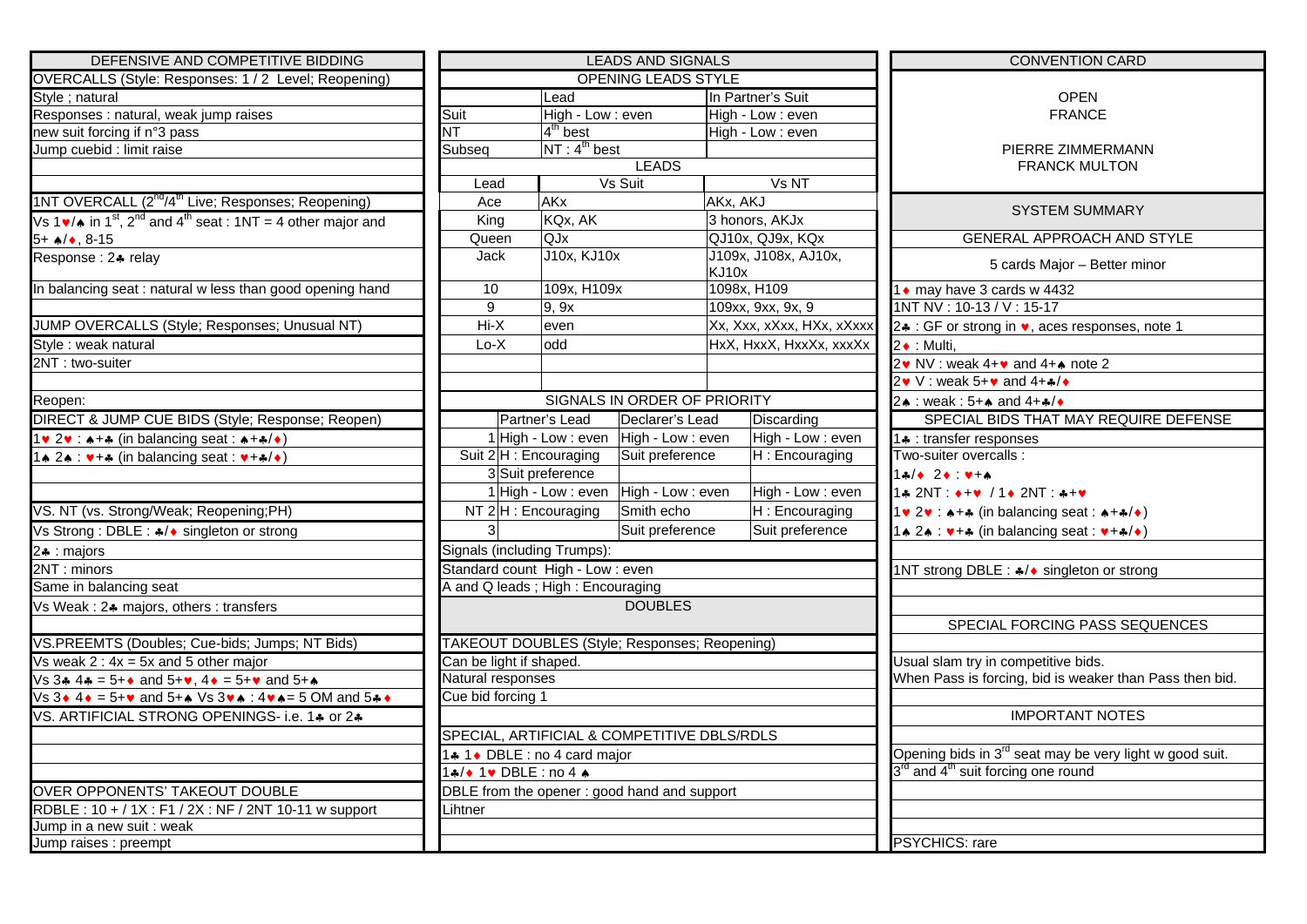## DEFENSIVE AND COMPETITIVE BIDDING

**OVERCALLS (Style: Responses: 1 / 2 Level; Reopening)**

Style ; natural
Responses : natural, weak jump raises
new suit forcing if n°3 pass
Jump cuebid : limit raise

**1NT OVERCALL (2nd/4th Live; Responses; Reopening)**

Vs 1♥/♠ in 1st, 2nd and 4th seat : 1NT = 4 other major and 5+ ♠/♦, 8-15
Response : 2♣ relay

In balancing seat : natural w less than good opening hand

**JUMP OVERCALLS (Style; Responses; Unusual NT)**

Style : weak natural
2NT : two-suiter

Reopen:

**DIRECT & JUMP CUE BIDS (Style; Response; Reopen)**

1♥ 2♥ : ♠+♣ (in balancing seat : ♠+♣/♦)
1♠ 2♠ : ♥+♣ (in balancing seat : ♥+♣/♦)

**VS. NT (vs. Strong/Weak; Reopening;PH)**

Vs Strong : DBLE : ♣/♦ singleton or strong
2♣ : majors
2NT : minors
Same in balancing seat
Vs Weak : 2♣ majors, others : transfers

**VS.PREEMTS (Doubles; Cue-bids; Jumps; NT Bids)**

Vs weak 2 : 4x = 5x and 5 other major
Vs 3♣ 4♣ = 5+♦ and 5+♥, 4♦ = 5+♥ and 5+♠
Vs 3♦ 4♦ = 5+♥ and 5+♠ Vs 3♥♠ : 4♥♠= 5 OM and 5♣♦

**VS. ARTIFICIAL STRONG OPENINGS- i.e. 1♣ or 2♣**

**OVER OPPONENTS' TAKEOUT DOUBLE**

RDBLE : 10 + / 1X : F1 / 2X : NF / 2NT 10-11 w support
Jump in a new suit : weak
Jump raises : preempt

## LEADS AND SIGNALS

**OPENING LEADS STYLE**

| | Lead | In Partner's Suit |
|---|---|---|
| Suit | High - Low : even | High - Low : even |
| NT | 4th best | High - Low : even |
| Subseq | NT : 4th best | |

**LEADS**

| Lead | Vs Suit | Vs NT |
|---|---|---|
| Ace | AKx | AKx, AKJ |
| King | KQx, AK | 3 honors, AKJx |
| Queen | QJx | QJ10x, QJ9x, KQx |
| Jack | J10x, KJ10x | J109x, J108x, AJ10x, KJ10x |
| 10 | 109x, H109x | 1098x, H109 |
| 9 | 9, 9x | 109xx, 9xx, 9x, 9 |
| Hi-X | even | Xx, Xxx, xXxx, HXx, xXxxx |
| Lo-X | odd | HxX, HxxX, HxxXx, xxxXx |

**SIGNALS IN ORDER OF PRIORITY**

| | | Partner's Lead | Declarer's Lead | Discarding |
|---|---|---|---|---|
| Suit | 1 | High - Low : even | High - Low : even | High - Low : even |
| | 2 | H : Encouraging | Suit preference | H : Encouraging |
| | 3 | Suit preference | | |
| NT | 1 | High - Low : even | High - Low : even | High - Low : even |
| | 2 | H : Encouraging | Smith echo | H : Encouraging |
| | 3 | | Suit preference | Suit preference |

Signals (including Trumps):
Standard count High - Low : even
A and Q leads ; High : Encouraging

**DOUBLES**

**TAKEOUT DOUBLES (Style; Responses; Reopening)**

Can be light if shaped.
Natural responses
Cue bid forcing 1

**SPECIAL, ARTIFICIAL & COMPETITIVE DBLS/RDLS**

1♣ 1♦ DBLE : no 4 card major
1♣/♦ 1♥ DBLE : no 4 ♠
DBLE from the opener : good hand and support
Lihtner

## CONVENTION CARD

OPEN
FRANCE

PIERRE ZIMMERMANN
FRANCK MULTON

**SYSTEM SUMMARY**

**GENERAL APPROACH AND STYLE**

5 cards Major – Better minor

1♦ may have 3 cards w 4432
1NT NV : 10-13 / V : 15-17
2♣ : GF or strong in ♥, aces responses, note 1
2♦ : Multi,
2♥ NV : weak 4+♥ and 4+♠ note 2
2♥ V : weak 5+♥ and 4+♣/♦
2♠ : weak : 5+♠ and 4+♣/♦

**SPECIAL BIDS THAT MAY REQUIRE DEFENSE**

1♣ : transfer responses
Two-suiter overcalls :
1♣/♦ 2♦ : ♥+♠
1♣ 2NT : ♦+♥ / 1♦ 2NT : ♣+♥
1♥ 2♥ : ♠+♣ (in balancing seat : ♠+♣/♦)
1♠ 2♠ : ♥+♣ (in balancing seat : ♥+♣/♦)

1NT strong DBLE : ♣/♦ singleton or strong

**SPECIAL FORCING PASS SEQUENCES**

Usual slam try in competitive bids.
When Pass is forcing, bid is weaker than Pass then bid.

**IMPORTANT NOTES**

Opening bids in 3rd seat may be very light w good suit.
3rd and 4th suit forcing one round

PSYCHICS: rare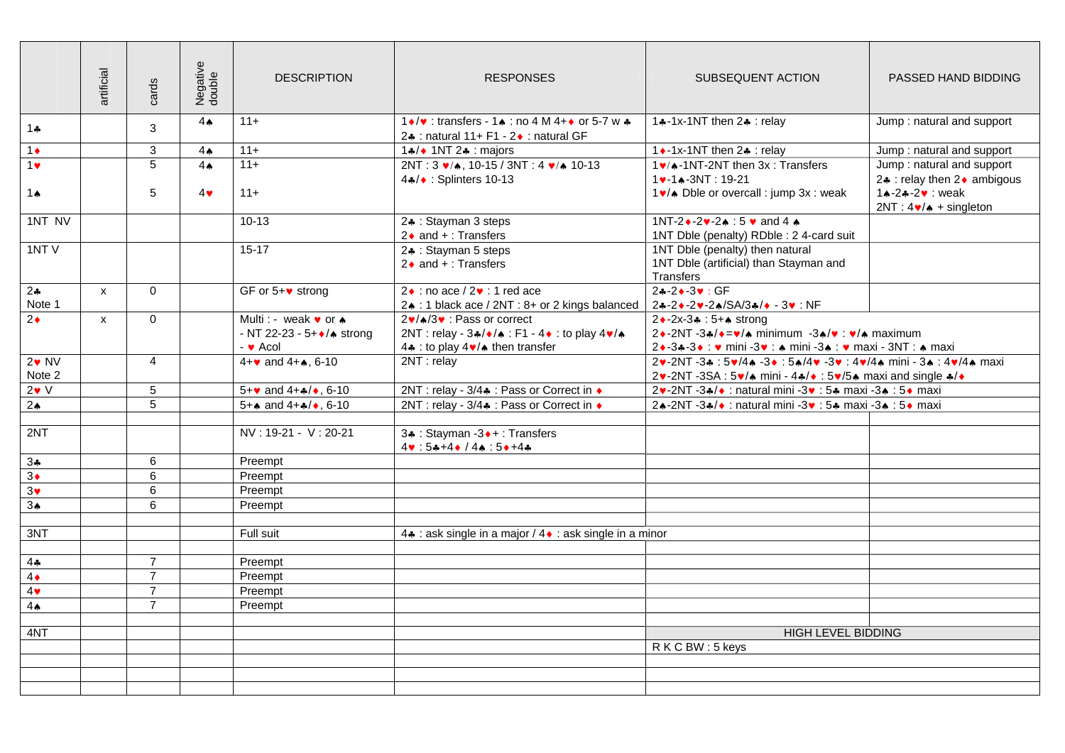| | artificial | cards | Negative double | DESCRIPTION | RESPONSES | SUBSEQUENT ACTION | PASSED HAND BIDDING |
|---|---|---|---|---|---|---|---|
| 1♣ | | 3 | 4♠ | 11+ | 1♦/♥ : transfers - 1♠ : no 4 M 4+♦ or 5-7 w ♣<br>2♣ : natural 11+ F1 - 2♦ : natural GF | 1♣-1x-1NT then 2♣ : relay | Jump : natural and support |
| 1♦ | | 3 | 4♠ | 11+ | 1♣/♦ 1NT 2♣ : majors | 1♦-1x-1NT then 2♣ : relay | Jump : natural and support |
| 1♥<br><br>1♠ | | 5<br><br>5 | 4♠<br><br>4♥ | 11+<br><br>11+ | 2NT : 3 ♥/♠, 10-15 / 3NT : 4 ♥/♠ 10-13<br>4♣/♦ : Splinters 10-13 | 1♥/♠-1NT-2NT then 3x : Transfers<br>1♥-1♠-3NT : 19-21<br>1♥/♠ Dble or overcall : jump 3x : weak | Jump : natural and support<br>2♣ : relay then 2♦ ambigous<br>1♠-2♣-2♥ : weak<br>2NT : 4♥/♠ + singleton |
| 1NT NV | | | | 10-13 | 2♣ : Stayman 3 steps<br>2♦ and + : Transfers | 1NT-2♦-2♥-2♠ : 5 ♥ and 4 ♠<br>1NT Dble (penalty) RDble : 2 4-card suit | |
| 1NT V | | | | 15-17 | 2♣ : Stayman 5 steps<br>2♦ and + : Transfers | 1NT Dble (penalty) then natural<br>1NT Dble (artificial) than Stayman and Transfers | |
| 2♣<br>Note 1 | x | 0 | | GF or 5+♥ strong | 2♦ : no ace / 2♥ : 1 red ace<br>2♠ : 1 black ace / 2NT : 8+ or 2 kings balanced | 2♣-2♦-3♥ : GF<br>2♣-2♦-2♥-2♠/SA/3♣/♦ - 3♥ : NF | |
| 2♦ | x | 0 | | Multi : - weak ♥ or ♠<br>- NT 22-23 - 5+♦/♠ strong<br>- ♥ Acol | 2♥/♠/3♥ : Pass or correct<br>2NT : relay - 3♣/♦/♠ : F1 - 4♦ : to play 4♥/♠<br>4♣ : to play 4♥/♠ then transfer | 2♦-2x-3♣ : 5+♠ strong<br>2♦-2NT -3♣/♦=♥/♠ minimum -3♠/♥ : ♥/♠ maximum<br>2♦-3♣-3♦ : ♥ mini -3♥ : ♠ mini -3♠ : ♥ maxi - 3NT : ♠ maxi | |
| 2♥ NV<br>Note 2 | | 4 | | 4+♥ and 4+♠, 6-10 | 2NT : relay | 2♥-2NT -3♣ : 5♥/4♠ -3♦ : 5♠/4♥ -3♥ : 4♥/4♠ mini - 3♠ : 4♥/4♠ maxi<br>2♥-2NT -3SA : 5♥/♠ mini - 4♣/♦ : 5♥/5♠ maxi and single ♣/♦ | |
| 2♥ V | | 5 | | 5+♥ and 4+♣/♦, 6-10 | 2NT : relay - 3/4♣ : Pass or Correct in ♦ | 2♥-2NT -3♣/♦ : natural mini -3♥ : 5♣ maxi -3♠ : 5♦ maxi | |
| 2♠ | | 5 | | 5+♠ and 4+♣/♦, 6-10 | 2NT : relay - 3/4♣ : Pass or Correct in ♦ | 2♠-2NT -3♣/♦ : natural mini -3♥ : 5♣ maxi -3♠ : 5♦ maxi | |
| | | | | | | | |
| 2NT | | | | NV : 19-21 - V : 20-21 | 3♣ : Stayman -3♦+ : Transfers<br>4♥ : 5♣+4♦ / 4♠ : 5♦+4♣ | | |
| 3♣ | | 6 | | Preempt | | | |
| 3♦ | | 6 | | Preempt | | | |
| 3♥ | | 6 | | Preempt | | | |
| 3♠ | | 6 | | Preempt | | | |
| | | | | | | | |
| 3NT | | | | Full suit | 4♣ : ask single in a major / 4♦ : ask single in a minor | | |
| | | | | | | | |
| 4♣ | | 7 | | Preempt | | | |
| 4♦ | | 7 | | Preempt | | | |
| 4♥ | | 7 | | Preempt | | | |
| 4♠ | | 7 | | Preempt | | | |
| | | | | | | | |
| 4NT | | | | | | HIGH LEVEL BIDDING | |
| | | | | | | R K C BW : 5 keys | |
| | | | | | | | |
| | | | | | | | |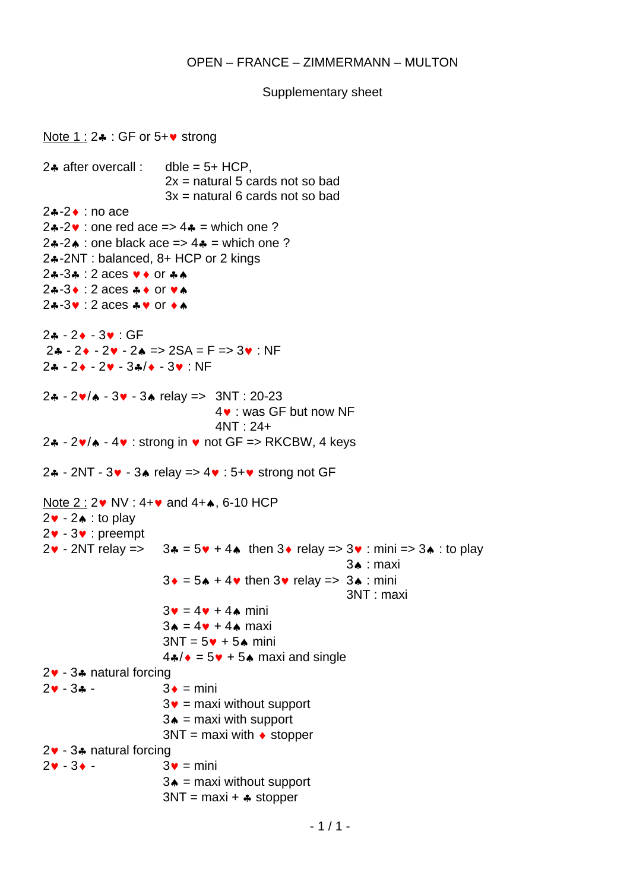OPEN – FRANCE – ZIMMERMANN – MULTON

Supplementary sheet

Note 1 : 2♣ : GF or 5+♥ strong

2♣ after overcall : dble = 5+ HCP,
2x = natural 5 cards not so bad
3x = natural 6 cards not so bad

2♣-2♦ : no ace
2♣-2♥ : one red ace => 4♣ = which one ?
2♣-2♠ : one black ace => 4♣ = which one ?
2♣-2NT : balanced, 8+ HCP or 2 kings
2♣-3♣ : 2 aces ♥♦ or ♣♠
2♣-3♦ : 2 aces ♣♦ or ♥♠
2♣-3♥ : 2 aces ♣♥ or ♦♠

2♣ - 2♦ - 3♥ : GF
2♣ - 2♦ - 2♥ - 2♠ => 2SA = F => 3♥ : NF
2♣ - 2♦ - 2♥ - 3♣/♦ - 3♥ : NF

2♣ - 2♥/♠ - 3♥ - 3♠ relay => 3NT : 20-23
4♥ : was GF but now NF
4NT : 24+
2♣ - 2♥/♠ - 4♥ : strong in ♥ not GF => RKCBW, 4 keys

2♣ - 2NT - 3♥ - 3♠ relay => 4♥ : 5+♥ strong not GF

Note 2 : 2♥ NV : 4+♥ and 4+♠, 6-10 HCP
2♥ - 2♠ : to play
2♥ - 3♥ : preempt
2♥ - 2NT relay => 3♣ = 5♥ + 4♠ then 3♦ relay => 3♥ : mini => 3♠ : to play
3♠ : maxi
3♦ = 5♠ + 4♥ then 3♥ relay => 3♠ : mini
3NT : maxi
3♥ = 4♥ + 4♠ mini
3♠ = 4♥ + 4♠ maxi
3NT = 5♥ + 5♠ mini
4♣/♦ = 5♥ + 5♠ maxi and single
2♥ - 3♣ natural forcing
2♥ - 3♣ - 3♦ = mini
3♥ = maxi without support
3♠ = maxi with support
3NT = maxi with ♦ stopper
2♥ - 3♣ natural forcing
2♥ - 3♦ - 3♥ = mini
3♠ = maxi without support
3NT = maxi + ♣ stopper